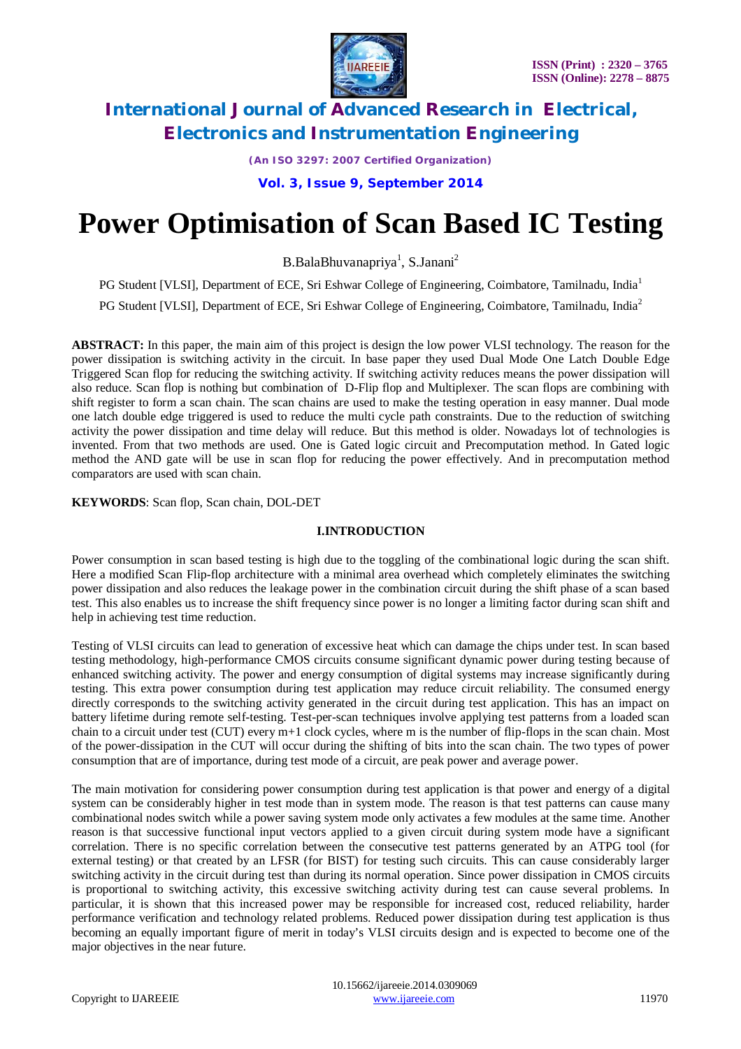# Power Optimisation of Scan Based IC Testing

B.BalaBhuvanapriya[1], S.Janani[2]

PG Student [VLSI], Department of ECE, Sri Eshwar College of Engineering, Coimbatore, Tamilnadu, India[1]

PG Student [VLSI], Department of ECE, Sri Eshwar College of Engineering, Coimbatore, Tamilnadu, India[2]

**ABSTRACT:** In this paper, the main aim of this project is design the low power VLSI technology. The reason for the power dissipation is switching activity in the circuit. In base paper they used Dual Mode One Latch Double Edge Triggered Scan flop for reducing the switching activity. If switching activity reduces means the power dissipation will also reduce. Scan flop is nothing but combination of D-Flip flop and Multiplexer. The scan flops are combining with shift register to form a scan chain. The scan chains are used to make the testing operation in easy manner. Dual mode one latch double edge triggered is used to reduce the multi cycle path constraints. Due to the reduction of switching activity the power dissipation and time delay will reduce. But this method is older. Nowadays lot of technologies is invented. From that two methods are used. One is Gated logic circuit and Precomputation method. In Gated logic method the AND gate will be use in scan flop for reducing the power effectively. And in precomputation method comparators are used with scan chain.

**KEYWORDS**: Scan flop, Scan chain, DOL-DET

## I.INTRODUCTION

Power consumption in scan based testing is high due to the toggling of the combinational logic during the scan shift. Here a modified Scan Flip-flop architecture with a minimal area overhead which completely eliminates the switching power dissipation and also reduces the leakage power in the combination circuit during the shift phase of a scan based test. This also enables us to increase the shift frequency since power is no longer a limiting factor during scan shift and help in achieving test time reduction.

Testing of VLSI circuits can lead to generation of excessive heat which can damage the chips under test. In scan based testing methodology, high-performance CMOS circuits consume significant dynamic power during testing because of enhanced switching activity. The power and energy consumption of digital systems may increase significantly during testing. This extra power consumption during test application may reduce circuit reliability. The consumed energy directly corresponds to the switching activity generated in the circuit during test application. This has an impact on battery lifetime during remote self-testing. Test-per-scan techniques involve applying test patterns from a loaded scan chain to a circuit under test (CUT) every m+1 clock cycles, where m is the number of flip-flops in the scan chain. Most of the power-dissipation in the CUT will occur during the shifting of bits into the scan chain. The two types of power consumption that are of importance, during test mode of a circuit, are peak power and average power.

The main motivation for considering power consumption during test application is that power and energy of a digital system can be considerably higher in test mode than in system mode. The reason is that test patterns can cause many combinational nodes switch while a power saving system mode only activates a few modules at the same time. Another reason is that successive functional input vectors applied to a given circuit during system mode have a significant correlation. There is no specific correlation between the consecutive test patterns generated by an ATPG tool (for external testing) or that created by an LFSR (for BIST) for testing such circuits. This can cause considerably larger switching activity in the circuit during test than during its normal operation. Since power dissipation in CMOS circuits is proportional to switching activity, this excessive switching activity during test can cause several problems. In particular, it is shown that this increased power may be responsible for increased cost, reduced reliability, harder performance verification and technology related problems. Reduced power dissipation during test application is thus becoming an equally important figure of merit in today's VLSI circuits design and is expected to become one of the major objectives in the near future.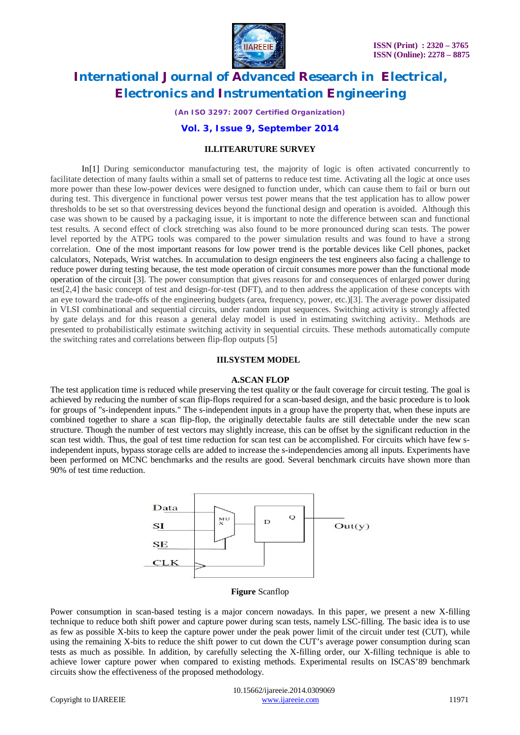## II.LITEARUTURE SURVEY

In[1] During semiconductor manufacturing test, the majority of logic is often activated concurrently to facilitate detection of many faults within a small set of patterns to reduce test time. Activating all the logic at once uses more power than these low-power devices were designed to function under, which can cause them to fail or burn out during test. This divergence in functional power versus test power means that the test application has to allow power thresholds to be set so that overstressing devices beyond the functional design and operation is avoided. Although this case was shown to be caused by a packaging issue, it is important to note the difference between scan and functional test results. A second effect of clock stretching was also found to be more pronounced during scan tests. The power level reported by the ATPG tools was compared to the power simulation results and was found to have a strong correlation. One of the most important reasons for low power trend is the portable devices like Cell phones, packet calculators, Notepads, Wrist watches. In accumulation to design engineers the test engineers also facing a challenge to reduce power during testing because, the test mode operation of circuit consumes more power than the functional mode operation of the circuit [3]. The power consumption that gives reasons for and consequences of enlarged power during test[2,4] the basic concept of test and design-for-test (DFT), and to then address the application of these concepts with an eye toward the trade-offs of the engineering budgets (area, frequency, power, etc.)[3]. The average power dissipated in VLSI combinational and sequential circuits, under random input sequences. Switching activity is strongly affected by gate delays and for this reason a general delay model is used in estimating switching activity.. Methods are presented to probabilistically estimate switching activity in sequential circuits. These methods automatically compute the switching rates and correlations between flip-flop outputs [5]

## III.SYSTEM MODEL

### A.SCAN FLOP

The test application time is reduced while preserving the test quality or the fault coverage for circuit testing. The goal is achieved by reducing the number of scan flip-flops required for a scan-based design, and the basic procedure is to look for groups of "s-independent inputs." The s-independent inputs in a group have the property that, when these inputs are combined together to share a scan flip-flop, the originally detectable faults are still detectable under the new scan structure. Though the number of test vectors may slightly increase, this can be offset by the significant reduction in the scan test width. Thus, the goal of test time reduction for scan test can be accomplished. For circuits which have few s-independent inputs, bypass storage cells are added to increase the s-independencies among all inputs. Experiments have been performed on MCNC benchmarks and the results are good. Several benchmark circuits have shown more than 90% of test time reduction.

Data
SI
SE
CLK
MUX
D
Q
Out(y)

**Figure** Scanflop

Power consumption in scan-based testing is a major concern nowadays. In this paper, we present a new X-filling technique to reduce both shift power and capture power during scan tests, namely LSC-filling. The basic idea is to use as few as possible X-bits to keep the capture power under the peak power limit of the circuit under test (CUT), while using the remaining X-bits to reduce the shift power to cut down the CUT's average power consumption during scan tests as much as possible. In addition, by carefully selecting the X-filling order, our X-filling technique is able to achieve lower capture power when compared to existing methods. Experimental results on ISCAS'89 benchmark circuits show the effectiveness of the proposed methodology.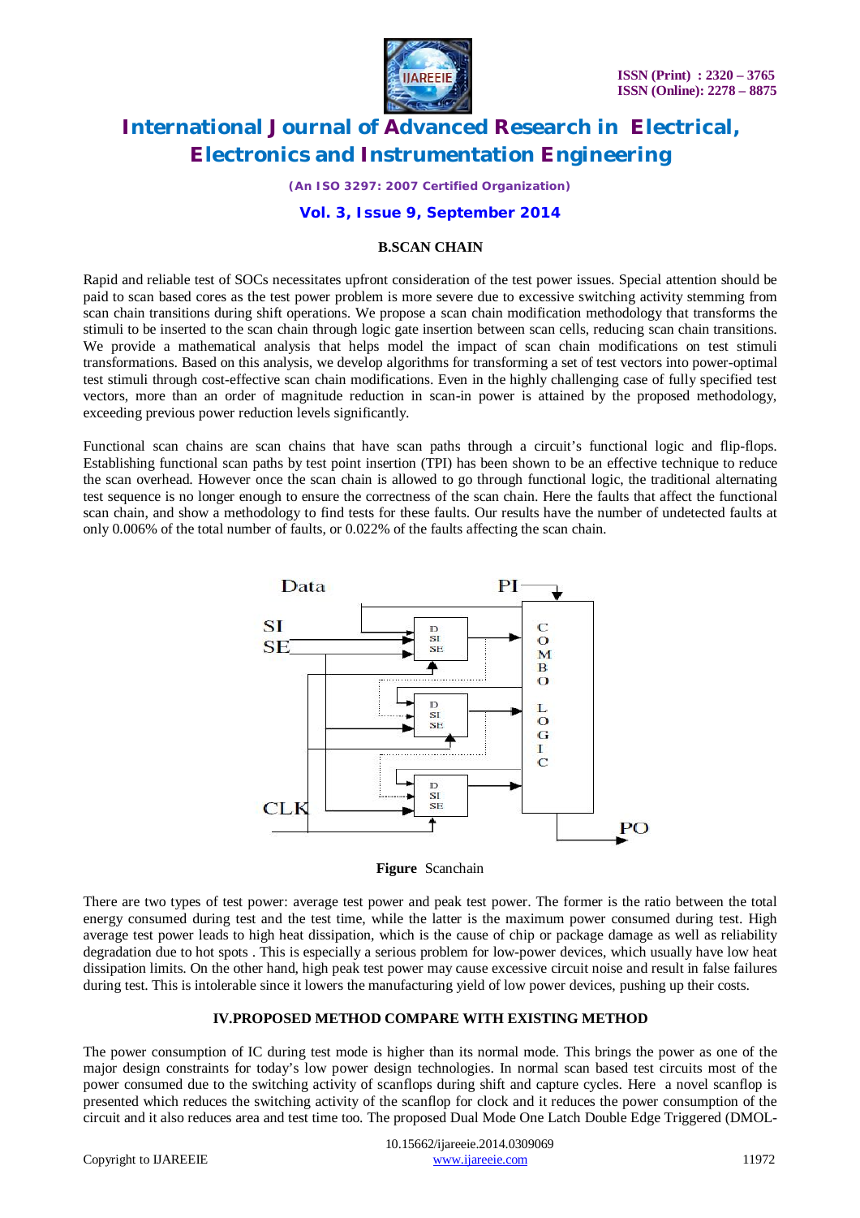### B.SCAN CHAIN

Rapid and reliable test of SOCs necessitates upfront consideration of the test power issues. Special attention should be paid to scan based cores as the test power problem is more severe due to excessive switching activity stemming from scan chain transitions during shift operations. We propose a scan chain modification methodology that transforms the stimuli to be inserted to the scan chain through logic gate insertion between scan cells, reducing scan chain transitions. We provide a mathematical analysis that helps model the impact of scan chain modifications on test stimuli transformations. Based on this analysis, we develop algorithms for transforming a set of test vectors into power-optimal test stimuli through cost-effective scan chain modifications. Even in the highly challenging case of fully specified test vectors, more than an order of magnitude reduction in scan-in power is attained by the proposed methodology, exceeding previous power reduction levels significantly.

Functional scan chains are scan chains that have scan paths through a circuit's functional logic and flip-flops. Establishing functional scan paths by test point insertion (TPI) has been shown to be an effective technique to reduce the scan overhead. However once the scan chain is allowed to go through functional logic, the traditional alternating test sequence is no longer enough to ensure the correctness of the scan chain. Here the faults that affect the functional scan chain, and show a methodology to find tests for these faults. Our results have the number of undetected faults at only 0.006% of the total number of faults, or 0.022% of the faults affecting the scan chain.

**Figure** Scanchain

There are two types of test power: average test power and peak test power. The former is the ratio between the total energy consumed during test and the test time, while the latter is the maximum power consumed during test. High average test power leads to high heat dissipation, which is the cause of chip or package damage as well as reliability degradation due to hot spots . This is especially a serious problem for low-power devices, which usually have low heat dissipation limits. On the other hand, high peak test power may cause excessive circuit noise and result in false failures during test. This is intolerable since it lowers the manufacturing yield of low power devices, pushing up their costs.

### IV.PROPOSED METHOD COMPARE WITH EXISTING METHOD

The power consumption of IC during test mode is higher than its normal mode. This brings the power as one of the major design constraints for today's low power design technologies. In normal scan based test circuits most of the power consumed due to the switching activity of scanflops during shift and capture cycles. Here a novel scanflop is presented which reduces the switching activity of the scanflop for clock and it reduces the power consumption of the circuit and it also reduces area and test time too. The proposed Dual Mode One Latch Double Edge Triggered (DMOL-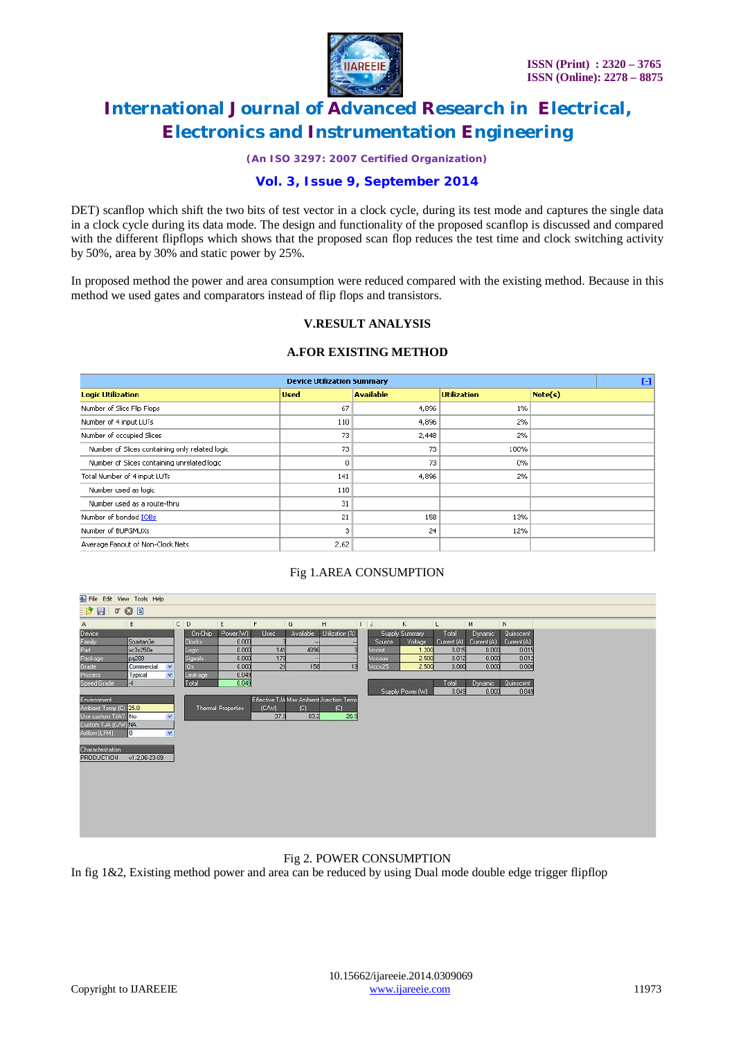DET) scanflop which shift the two bits of test vector in a clock cycle, during its test mode and captures the single data in a clock cycle during its data mode. The design and functionality of the proposed scanflop is discussed and compared with the different flipflops which shows that the proposed scan flop reduces the test time and clock switching activity by 50%, area by 30% and static power by 25%.

In proposed method the power and area consumption were reduced compared with the existing method. Because in this method we used gates and comparators instead of flip flops and transistors.

## V.RESULT ANALYSIS

### A.FOR EXISTING METHOD

| Device Utilization Summary | | | | |
|---|---|---|---|---|
| **Logic Utilization** | **Used** | **Available** | **Utilization** | **Note(s)** |
| Number of Slice Flip Flops | 67 | 4,896 | 1% | |
| Number of 4 input LUTs | 110 | 4,896 | 2% | |
| Number of occupied Slices | 73 | 2,448 | 2% | |
| Number of Slices containing only related logic | 73 | 73 | 100% | |
| Number of Slices containing unrelated logic | 0 | 73 | 0% | |
| Total Number of 4 input LUTs | 141 | 4,896 | 2% | |
| Number used as logic | 110 | | | |
| Number used as a route-thru | 31 | | | |
| Number of bonded IOBs | 21 | 158 | 13% | |
| Number of BUFGMUXs | 3 | 24 | 12% | |
| Average Fanout of Non-Clock Nets | 2.62 | | | |

Fig 1.AREA CONSUMPTION

| Device | |
|---|---|
| Family | Spartan3e |
| Part | xc3s250e |
| Package | pq208 |
| Grade | Commercial |
| Process | Typical |
| Speed Grade | -4 |

| On-Chip | Power (W) | Used | Available | Utilization (%) |
|---|---|---|---|---|
| Clocks | 0.000 | 3 | --- | --- |
| Logic | 0.000 | 141 | 4896 | 3 |
| Signals | 0.000 | 173 | --- | --- |
| IOs | 0.000 | 21 | 158 | 13 |
| Leakage | 0.049 | | | |
| Total | 0.049 | | | |

| Supply Summary | | Total | Dynamic | Quiescent |
|---|---|---|---|---|
| Source | Voltage | Current (A) | Current (A) | Current (A) |
| Vccint | 1.200 | 0.015 | 0.000 | 0.015 |
| Vccaux | 2.500 | 0.012 | 0.000 | 0.012 |
| Vcco25 | 2.500 | 0.000 | 0.000 | 0.000 |

| | Total | Dynamic | Quiescent |
|---|---|---|---|
| Supply Power (W) | 0.049 | 0.000 | 0.049 |

| Environment | |
|---|---|
| Ambient Temp (C) | 25.0 |
| Use custom TJA? | No |
| Custom TJA (C/W) | NA |
| Airflow (LFM) | 0 |

| Thermal Properties | Effective TJA (C/W) | Max Ambient (C) | Junction Temp (C) |
|---|---|---|---|
| | 37.0 | 83.2 | 26.8 |

| Characterization | |
|---|---|
| PRODUCTION | v1.2,06-23-09 |

Fig 2. POWER CONSUMPTION

In fig 1&2, Existing method power and area can be reduced by using Dual mode double edge trigger flipflop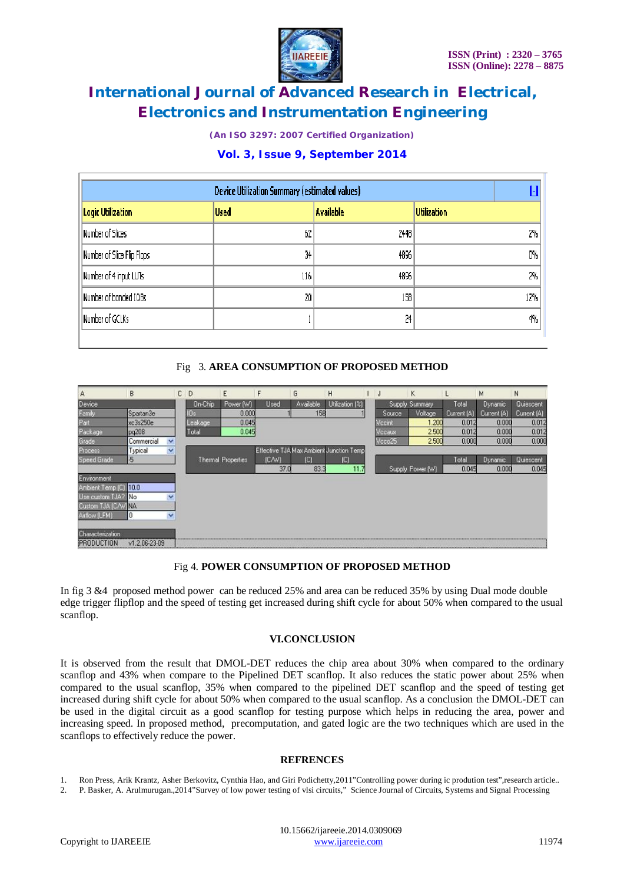| Device Utilization Summary (estimated values) | | | |
|---|---|---|---|
| Logic Utilization | Used | Available | Utilization |
| Number of Slices | 62 | 2448 | 2% |
| Number of Slice Flip Flops | 34 | 4896 | 0% |
| Number of 4 input LUTs | 116 | 4896 | 2% |
| Number of bonded IOBs | 20 | 158 | 12% |
| Number of GCLKs | 1 | 24 | 4% |

Fig 3. **AREA CONSUMPTION OF PROPOSED METHOD**

| Device | | On-Chip | Power (W) | Used | Available | Utilization (%) | Supply Summary | | Total | Dynamic | Quiescent |
|---|---|---|---|---|---|---|---|---|---|---|---|
| Family | Spartan3e | IOs | 0.000 | 1 | 158 | 1 | Source | Voltage | Current (A) | Current (A) | Current (A) |
| Part | xc3s250e | Leakage | 0.045 | | | | Vccint | 1.200 | 0.012 | 0.000 | 0.012 |
| Package | pq208 | Total | 0.045 | | | | Vccaux | 2.500 | 0.012 | 0.000 | 0.012 |
| Grade | Commercial | | | | | | Vcco25 | 2.500 | 0.000 | 0.000 | 0.000 |
| Process | Typical | Thermal Properties | | Effective TJA (C/W) | Max Ambient (C) | Junction Temp (C) | | | Total | Dynamic | Quiescent |
| Speed Grade | -5 | | | 37.0 | 83.3 | 11.7 | Supply Power (W) | | 0.045 | 0.000 | 0.045 |
| Environment | | | | | | | | | | | |
| Ambient Temp (C) | 10.0 | | | | | | | | | | |
| Use custom TJA? | No | | | | | | | | | | |
| Custom TJA (C/W) | NA | | | | | | | | | | |
| Airflow (LFM) | 0 | | | | | | | | | | |
| Characterization | | | | | | | | | | | |
| PRODUCTION | v1.2,06-23-09 | | | | | | | | | | |

Fig 4. **POWER CONSUMPTION OF PROPOSED METHOD**

In fig 3 &4 proposed method power can be reduced 25% and area can be reduced 35% by using Dual mode double edge trigger flipflop and the speed of testing get increased during shift cycle for about 50% when compared to the usual scanflop.

## VI.CONCLUSION

It is observed from the result that DMOL-DET reduces the chip area about 30% when compared to the ordinary scanflop and 43% when compare to the Pipelined DET scanflop. It also reduces the static power about 25% when compared to the usual scanflop, 35% when compared to the pipelined DET scanflop and the speed of testing get increased during shift cycle for about 50% when compared to the usual scanflop. As a conclusion the DMOL-DET can be used in the digital circuit as a good scanflop for testing purpose which helps in reducing the area, power and increasing speed. In proposed method, precomputation, and gated logic are the two techniques which are used in the scanflops to effectively reduce the power.

## REFRENCES

1. Ron Press, Arik Krantz, Asher Berkovitz, Cynthia Hao, and Giri Podichetty,2011"Controlling power during ic prodution test",research article..
2. P. Basker, A. Arulmurugan.,2014"Survey of low power testing of vlsi circuits," Science Journal of Circuits, Systems and Signal Processing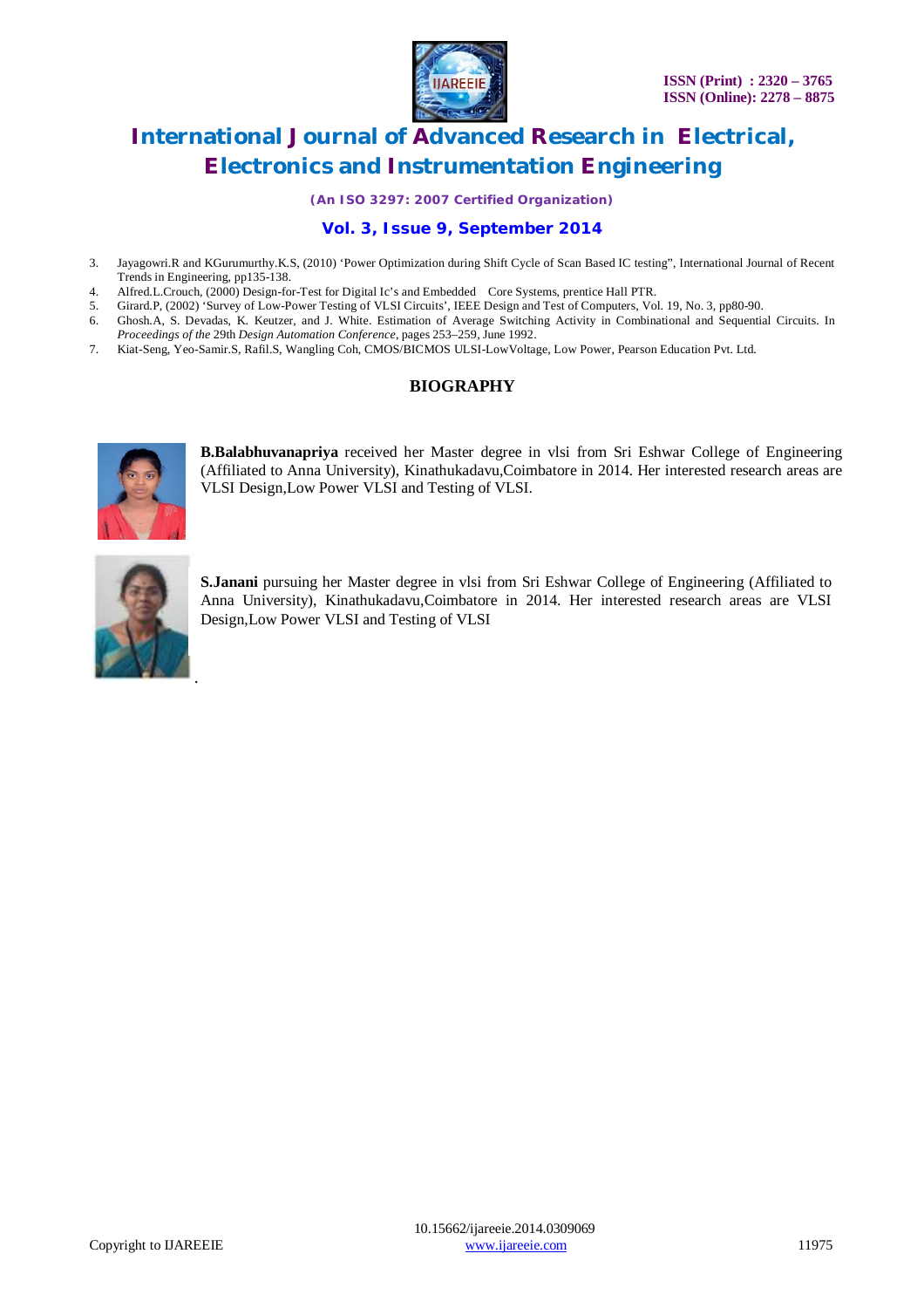3. Jayagowri.R and KGurumurthy.K.S, (2010) 'Power Optimization during Shift Cycle of Scan Based IC testing", International Journal of Recent Trends in Engineering, pp135-138.
4. Alfred.L.Crouch, (2000) Design-for-Test for Digital Ic's and Embedded Core Systems, prentice Hall PTR.
5. Girard.P, (2002) 'Survey of Low-Power Testing of VLSI Circuits', IEEE Design and Test of Computers, Vol. 19, No. 3, pp80-90.
6. Ghosh.A, S. Devadas, K. Keutzer, and J. White. Estimation of Average Switching Activity in Combinational and Sequential Circuits. In *Proceedings of the* 29th *Design Automation Conference*, pages 253–259, June 1992.
7. Kiat-Seng, Yeo-Samir.S, Rafil.S, Wangling Coh, CMOS/BICMOS ULSI-LowVoltage, Low Power, Pearson Education Pvt. Ltd.

## BIOGRAPHY

**B.Balabhuvanapriya** received her Master degree in vlsi from Sri Eshwar College of Engineering (Affiliated to Anna University), Kinathukadavu,Coimbatore in 2014. Her interested research areas are VLSI Design,Low Power VLSI and Testing of VLSI.

**S.Janani** pursuing her Master degree in vlsi from Sri Eshwar College of Engineering (Affiliated to Anna University), Kinathukadavu,Coimbatore in 2014. Her interested research areas are VLSI Design,Low Power VLSI and Testing of VLSI

.